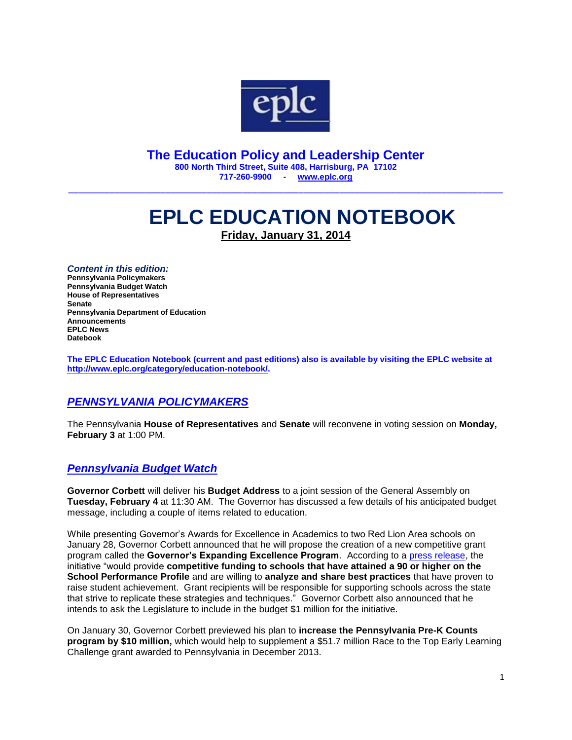eplc

# The Education Policy and Leadership Center

**800 North Third Street, Suite 408, Harrisburg, PA 17102**
**717-260-9900 - [www.eplc.org](www.eplc.org)**

---

# EPLC EDUCATION NOTEBOOK

**Friday, January 31, 2014**

***Content in this edition:***
**Pennsylvania Policymakers**
**Pennsylvania Budget Watch**
**House of Representatives**
**Senate**
**Pennsylvania Department of Education**
**Announcements**
**EPLC News**
**Datebook**

**The EPLC Education Notebook (current and past editions) also is available by visiting the EPLC website at http://www.eplc.org/category/education-notebook/.**

## *PENNSYLVANIA POLICYMAKERS*

The Pennsylvania **House of Representatives** and **Senate** will reconvene in voting session on **Monday, February 3** at 1:00 PM.

## *Pennsylvania Budget Watch*

**Governor Corbett** will deliver his **Budget Address** to a joint session of the General Assembly on **Tuesday, February 4** at 11:30 AM. The Governor has discussed a few details of his anticipated budget message, including a couple of items related to education.

While presenting Governor's Awards for Excellence in Academics to two Red Lion Area schools on January 28, Governor Corbett announced that he will propose the creation of a new competitive grant program called the **Governor's Expanding Excellence Program**. According to a press release, the initiative "would provide **competitive funding to schools that have attained a 90 or higher on the School Performance Profile** and are willing to **analyze and share best practices** that have proven to raise student achievement. Grant recipients will be responsible for supporting schools across the state that strive to replicate these strategies and techniques." Governor Corbett also announced that he intends to ask the Legislature to include in the budget $1 million for the initiative.

On January 30, Governor Corbett previewed his plan to **increase the Pennsylvania Pre-K Counts program by $10 million,** which would help to supplement a $51.7 million Race to the Top Early Learning Challenge grant awarded to Pennsylvania in December 2013.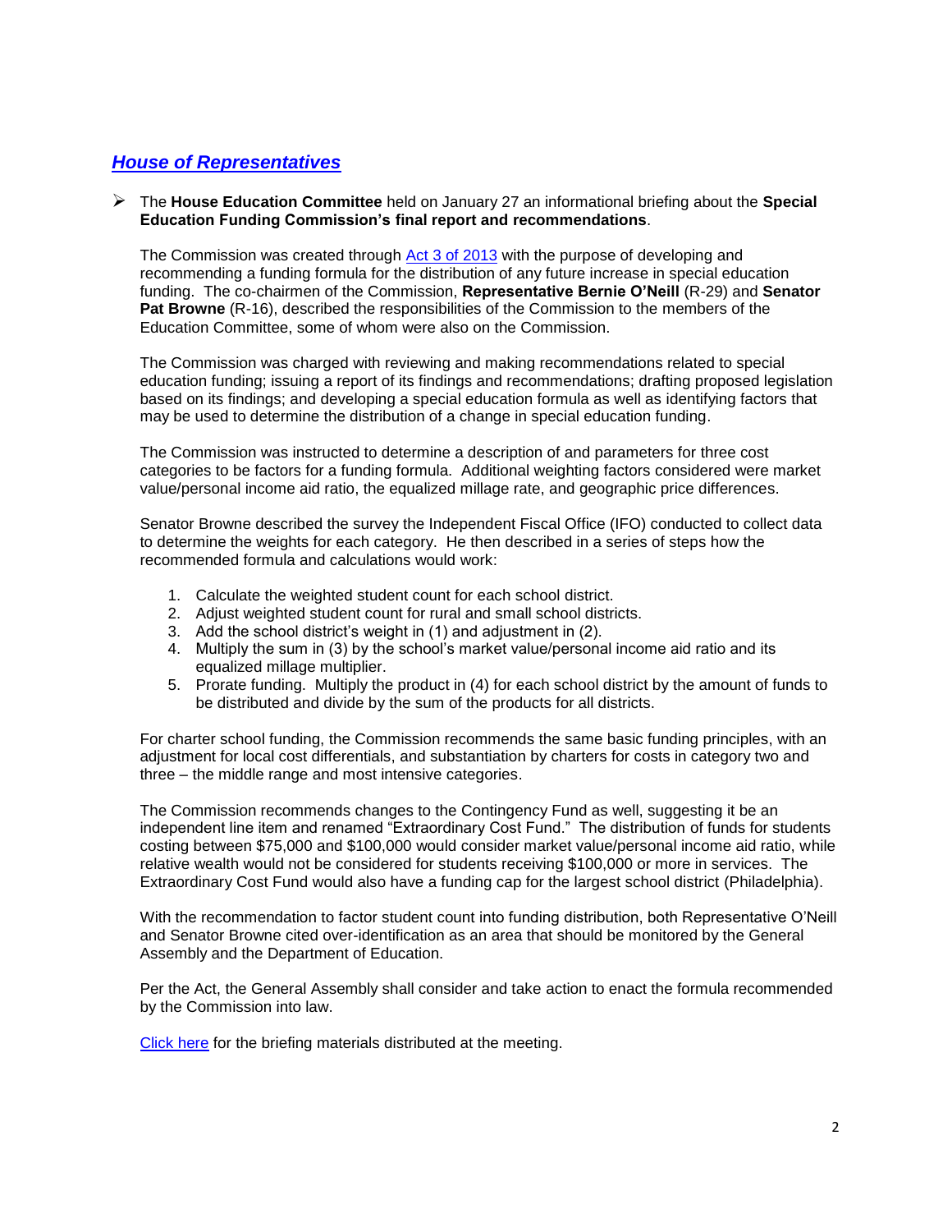## *House of Representatives*

- The **House Education Committee** held on January 27 an informational briefing about the **Special Education Funding Commission's final report and recommendations**.

  The Commission was created through Act 3 of 2013 with the purpose of developing and recommending a funding formula for the distribution of any future increase in special education funding. The co-chairmen of the Commission, **Representative Bernie O'Neill** (R-29) and **Senator Pat Browne** (R-16), described the responsibilities of the Commission to the members of the Education Committee, some of whom were also on the Commission.

  The Commission was charged with reviewing and making recommendations related to special education funding; issuing a report of its findings and recommendations; drafting proposed legislation based on its findings; and developing a special education formula as well as identifying factors that may be used to determine the distribution of a change in special education funding.

  The Commission was instructed to determine a description of and parameters for three cost categories to be factors for a funding formula. Additional weighting factors considered were market value/personal income aid ratio, the equalized millage rate, and geographic price differences.

  Senator Browne described the survey the Independent Fiscal Office (IFO) conducted to collect data to determine the weights for each category. He then described in a series of steps how the recommended formula and calculations would work:

  1. Calculate the weighted student count for each school district.
  2. Adjust weighted student count for rural and small school districts.
  3. Add the school district's weight in (1) and adjustment in (2).
  4. Multiply the sum in (3) by the school's market value/personal income aid ratio and its equalized millage multiplier.
  5. Prorate funding. Multiply the product in (4) for each school district by the amount of funds to be distributed and divide by the sum of the products for all districts.

  For charter school funding, the Commission recommends the same basic funding principles, with an adjustment for local cost differentials, and substantiation by charters for costs in category two and three – the middle range and most intensive categories.

  The Commission recommends changes to the Contingency Fund as well, suggesting it be an independent line item and renamed "Extraordinary Cost Fund." The distribution of funds for students costing between $75,000 and $100,000 would consider market value/personal income aid ratio, while relative wealth would not be considered for students receiving $100,000 or more in services. The Extraordinary Cost Fund would also have a funding cap for the largest school district (Philadelphia).

  With the recommendation to factor student count into funding distribution, both Representative O'Neill and Senator Browne cited over-identification as an area that should be monitored by the General Assembly and the Department of Education.

  Per the Act, the General Assembly shall consider and take action to enact the formula recommended by the Commission into law.

  Click here for the briefing materials distributed at the meeting.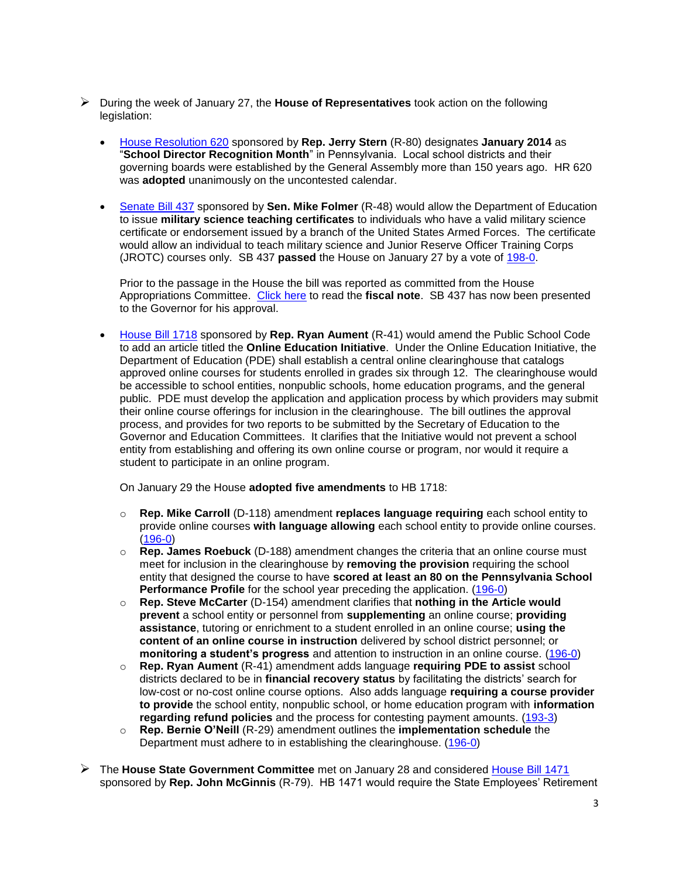- During the week of January 27, the **House of Representatives** took action on the following legislation:

  - House Resolution 620 sponsored by **Rep. Jerry Stern** (R-80) designates **January 2014** as "**School Director Recognition Month**" in Pennsylvania. Local school districts and their governing boards were established by the General Assembly more than 150 years ago. HR 620 was **adopted** unanimously on the uncontested calendar.

  - Senate Bill 437 sponsored by **Sen. Mike Folmer** (R-48) would allow the Department of Education to issue **military science teaching certificates** to individuals who have a valid military science certificate or endorsement issued by a branch of the United States Armed Forces. The certificate would allow an individual to teach military science and Junior Reserve Officer Training Corps (JROTC) courses only. SB 437 **passed** the House on January 27 by a vote of 198-0.

    Prior to the passage in the House the bill was reported as committed from the House Appropriations Committee. Click here to read the **fiscal note**. SB 437 has now been presented to the Governor for his approval.

  - House Bill 1718 sponsored by **Rep. Ryan Aument** (R-41) would amend the Public School Code to add an article titled the **Online Education Initiative**. Under the Online Education Initiative, the Department of Education (PDE) shall establish a central online clearinghouse that catalogs approved online courses for students enrolled in grades six through 12. The clearinghouse would be accessible to school entities, nonpublic schools, home education programs, and the general public. PDE must develop the application and application process by which providers may submit their online course offerings for inclusion in the clearinghouse. The bill outlines the approval process, and provides for two reports to be submitted by the Secretary of Education to the Governor and Education Committees. It clarifies that the Initiative would not prevent a school entity from establishing and offering its own online course or program, nor would it require a student to participate in an online program.

    On January 29 the House **adopted five amendments** to HB 1718:

    - **Rep. Mike Carroll** (D-118) amendment **replaces language requiring** each school entity to provide online courses **with language allowing** each school entity to provide online courses. (196-0)
    - **Rep. James Roebuck** (D-188) amendment changes the criteria that an online course must meet for inclusion in the clearinghouse by **removing the provision** requiring the school entity that designed the course to have **scored at least an 80 on the Pennsylvania School Performance Profile** for the school year preceding the application. (196-0)
    - **Rep. Steve McCarter** (D-154) amendment clarifies that **nothing in the Article would prevent** a school entity or personnel from **supplementing** an online course; **providing assistance**, tutoring or enrichment to a student enrolled in an online course; **using the content of an online course in instruction** delivered by school district personnel; or **monitoring a student's progress** and attention to instruction in an online course. (196-0)
    - **Rep. Ryan Aument** (R-41) amendment adds language **requiring PDE to assist** school districts declared to be in **financial recovery status** by facilitating the districts' search for low-cost or no-cost online course options. Also adds language **requiring a course provider to provide** the school entity, nonpublic school, or home education program with **information regarding refund policies** and the process for contesting payment amounts. (193-3)
    - **Rep. Bernie O'Neill** (R-29) amendment outlines the **implementation schedule** the Department must adhere to in establishing the clearinghouse. (196-0)

- The **House State Government Committee** met on January 28 and considered House Bill 1471 sponsored by **Rep. John McGinnis** (R-79). HB 1471 would require the State Employees' Retirement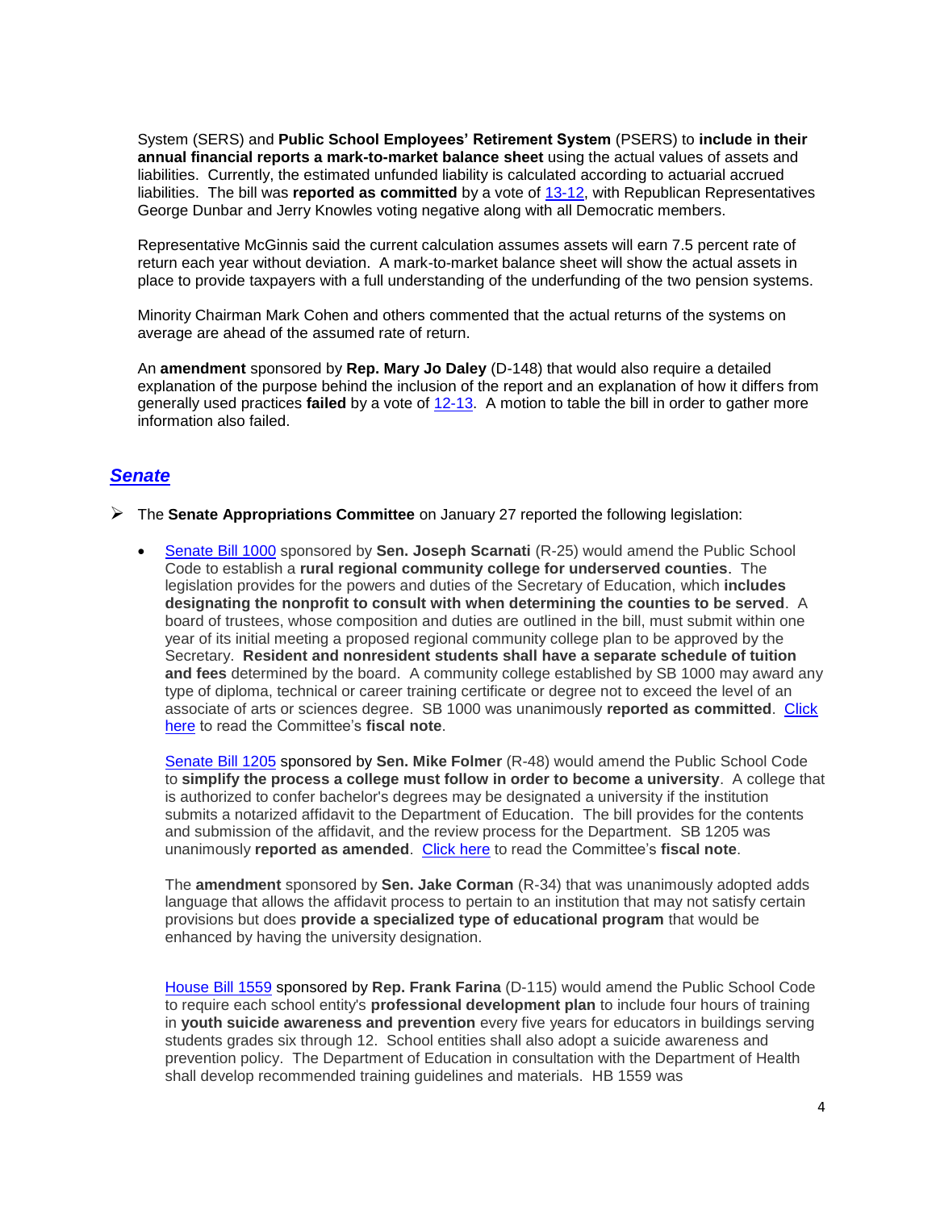System (SERS) and **Public School Employees' Retirement System** (PSERS) to **include in their annual financial reports a mark-to-market balance sheet** using the actual values of assets and liabilities. Currently, the estimated unfunded liability is calculated according to actuarial accrued liabilities. The bill was **reported as committed** by a vote of 13-12, with Republican Representatives George Dunbar and Jerry Knowles voting negative along with all Democratic members.

Representative McGinnis said the current calculation assumes assets will earn 7.5 percent rate of return each year without deviation. A mark-to-market balance sheet will show the actual assets in place to provide taxpayers with a full understanding of the underfunding of the two pension systems.

Minority Chairman Mark Cohen and others commented that the actual returns of the systems on average are ahead of the assumed rate of return.

An **amendment** sponsored by **Rep. Mary Jo Daley** (D-148) that would also require a detailed explanation of the purpose behind the inclusion of the report and an explanation of how it differs from generally used practices **failed** by a vote of 12-13. A motion to table the bill in order to gather more information also failed.

## *Senate*

- The **Senate Appropriations Committee** on January 27 reported the following legislation:

  - Senate Bill 1000 sponsored by **Sen. Joseph Scarnati** (R-25) would amend the Public School Code to establish a **rural regional community college for underserved counties**. The legislation provides for the powers and duties of the Secretary of Education, which **includes designating the nonprofit to consult with when determining the counties to be served**. A board of trustees, whose composition and duties are outlined in the bill, must submit within one year of its initial meeting a proposed regional community college plan to be approved by the Secretary. **Resident and nonresident students shall have a separate schedule of tuition and fees** determined by the board. A community college established by SB 1000 may award any type of diploma, technical or career training certificate or degree not to exceed the level of an associate of arts or sciences degree. SB 1000 was unanimously **reported as committed**. Click here to read the Committee's **fiscal note**.

    Senate Bill 1205 sponsored by **Sen. Mike Folmer** (R-48) would amend the Public School Code to **simplify the process a college must follow in order to become a university**. A college that is authorized to confer bachelor's degrees may be designated a university if the institution submits a notarized affidavit to the Department of Education. The bill provides for the contents and submission of the affidavit, and the review process for the Department. SB 1205 was unanimously **reported as amended**. Click here to read the Committee's **fiscal note**.

    The **amendment** sponsored by **Sen. Jake Corman** (R-34) that was unanimously adopted adds language that allows the affidavit process to pertain to an institution that may not satisfy certain provisions but does **provide a specialized type of educational program** that would be enhanced by having the university designation.

    House Bill 1559 sponsored by **Rep. Frank Farina** (D-115) would amend the Public School Code to require each school entity's **professional development plan** to include four hours of training in **youth suicide awareness and prevention** every five years for educators in buildings serving students grades six through 12. School entities shall also adopt a suicide awareness and prevention policy. The Department of Education in consultation with the Department of Health shall develop recommended training guidelines and materials. HB 1559 was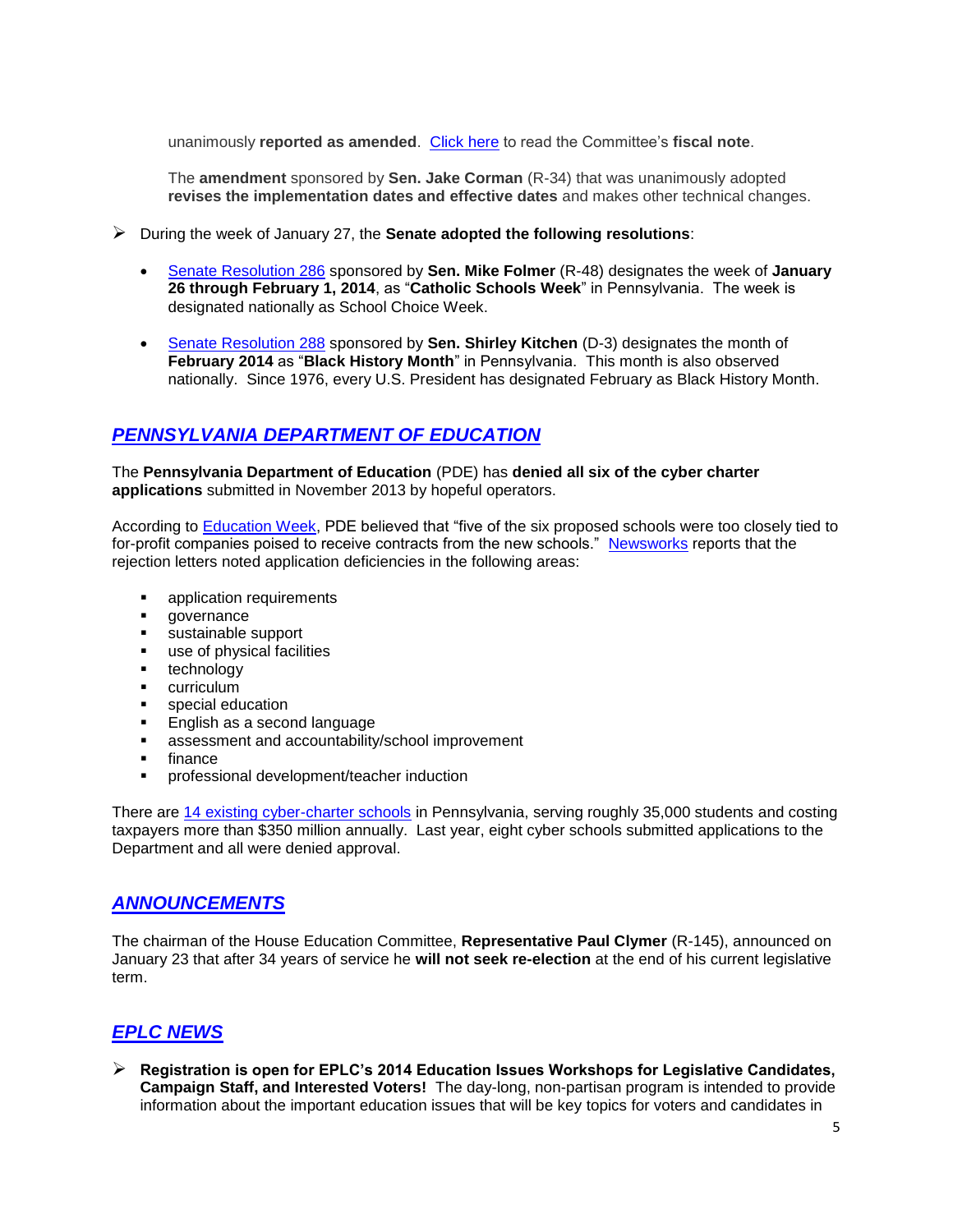unanimously **reported as amended**. Click here to read the Committee's **fiscal note**.

The **amendment** sponsored by **Sen. Jake Corman** (R-34) that was unanimously adopted **revises the implementation dates and effective dates** and makes other technical changes.

- During the week of January 27, the **Senate adopted the following resolutions**:

  - Senate Resolution 286 sponsored by **Sen. Mike Folmer** (R-48) designates the week of **January 26 through February 1, 2014**, as "**Catholic Schools Week**" in Pennsylvania. The week is designated nationally as School Choice Week.

  - Senate Resolution 288 sponsored by **Sen. Shirley Kitchen** (D-3) designates the month of **February 2014** as "**Black History Month**" in Pennsylvania. This month is also observed nationally. Since 1976, every U.S. President has designated February as Black History Month.

## *PENNSYLVANIA DEPARTMENT OF EDUCATION*

The **Pennsylvania Department of Education** (PDE) has **denied all six of the cyber charter applications** submitted in November 2013 by hopeful operators.

According to Education Week, PDE believed that "five of the six proposed schools were too closely tied to for-profit companies poised to receive contracts from the new schools." Newsworks reports that the rejection letters noted application deficiencies in the following areas:

- application requirements
- governance
- sustainable support
- use of physical facilities
- technology
- curriculum
- special education
- English as a second language
- assessment and accountability/school improvement
- finance
- professional development/teacher induction

There are 14 existing cyber-charter schools in Pennsylvania, serving roughly 35,000 students and costing taxpayers more than $350 million annually. Last year, eight cyber schools submitted applications to the Department and all were denied approval.

## *ANNOUNCEMENTS*

The chairman of the House Education Committee, **Representative Paul Clymer** (R-145), announced on January 23 that after 34 years of service he **will not seek re-election** at the end of his current legislative term.

## *EPLC NEWS*

- **Registration is open for EPLC's 2014 Education Issues Workshops for Legislative Candidates, Campaign Staff, and Interested Voters!** The day-long, non-partisan program is intended to provide information about the important education issues that will be key topics for voters and candidates in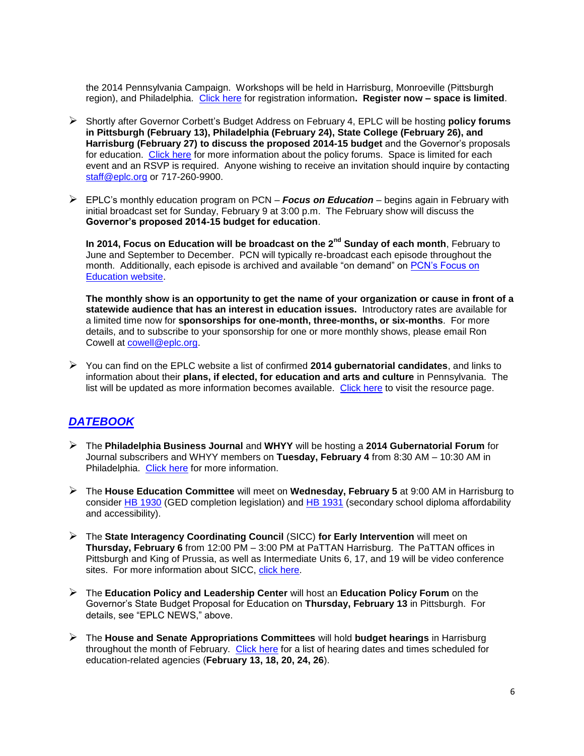the 2014 Pennsylvania Campaign. Workshops will be held in Harrisburg, Monroeville (Pittsburgh region), and Philadelphia. Click here for registration information**. Register now – space is limited**.

- Shortly after Governor Corbett's Budget Address on February 4, EPLC will be hosting **policy forums in Pittsburgh (February 13), Philadelphia (February 24), State College (February 26), and Harrisburg (February 27) to discuss the proposed 2014-15 budget** and the Governor's proposals for education. Click here for more information about the policy forums. Space is limited for each event and an RSVP is required. Anyone wishing to receive an invitation should inquire by contacting staff@eplc.org or 717-260-9900.

- EPLC's monthly education program on PCN – ***Focus on Education*** – begins again in February with initial broadcast set for Sunday, February 9 at 3:00 p.m. The February show will discuss the **Governor's proposed 2014-15 budget for education**.

  **In 2014, Focus on Education will be broadcast on the 2nd Sunday of each month**, February to June and September to December. PCN will typically re-broadcast each episode throughout the month. Additionally, each episode is archived and available "on demand" on PCN's Focus on Education website.

  **The monthly show is an opportunity to get the name of your organization or cause in front of a statewide audience that has an interest in education issues.** Introductory rates are available for a limited time now for **sponsorships for one-month, three-months, or six-months**. For more details, and to subscribe to your sponsorship for one or more monthly shows, please email Ron Cowell at cowell@eplc.org.

- You can find on the EPLC website a list of confirmed **2014 gubernatorial candidates**, and links to information about their **plans, if elected, for education and arts and culture** in Pennsylvania. The list will be updated as more information becomes available. Click here to visit the resource page.

## ***DATEBOOK***

- The **Philadelphia Business Journal** and **WHYY** will be hosting a **2014 Gubernatorial Forum** for Journal subscribers and WHYY members on **Tuesday, February 4** from 8:30 AM – 10:30 AM in Philadelphia. Click here for more information.

- The **House Education Committee** will meet on **Wednesday, February 5** at 9:00 AM in Harrisburg to consider HB 1930 (GED completion legislation) and HB 1931 (secondary school diploma affordability and accessibility).

- The **State Interagency Coordinating Council** (SICC) **for Early Intervention** will meet on **Thursday, February 6** from 12:00 PM – 3:00 PM at PaTTAN Harrisburg. The PaTTAN offices in Pittsburgh and King of Prussia, as well as Intermediate Units 6, 17, and 19 will be video conference sites. For more information about SICC, click here.

- The **Education Policy and Leadership Center** will host an **Education Policy Forum** on the Governor's State Budget Proposal for Education on **Thursday, February 13** in Pittsburgh. For details, see "EPLC NEWS," above.

- The **House and Senate Appropriations Committees** will hold **budget hearings** in Harrisburg throughout the month of February. Click here for a list of hearing dates and times scheduled for education-related agencies (**February 13, 18, 20, 24, 26**).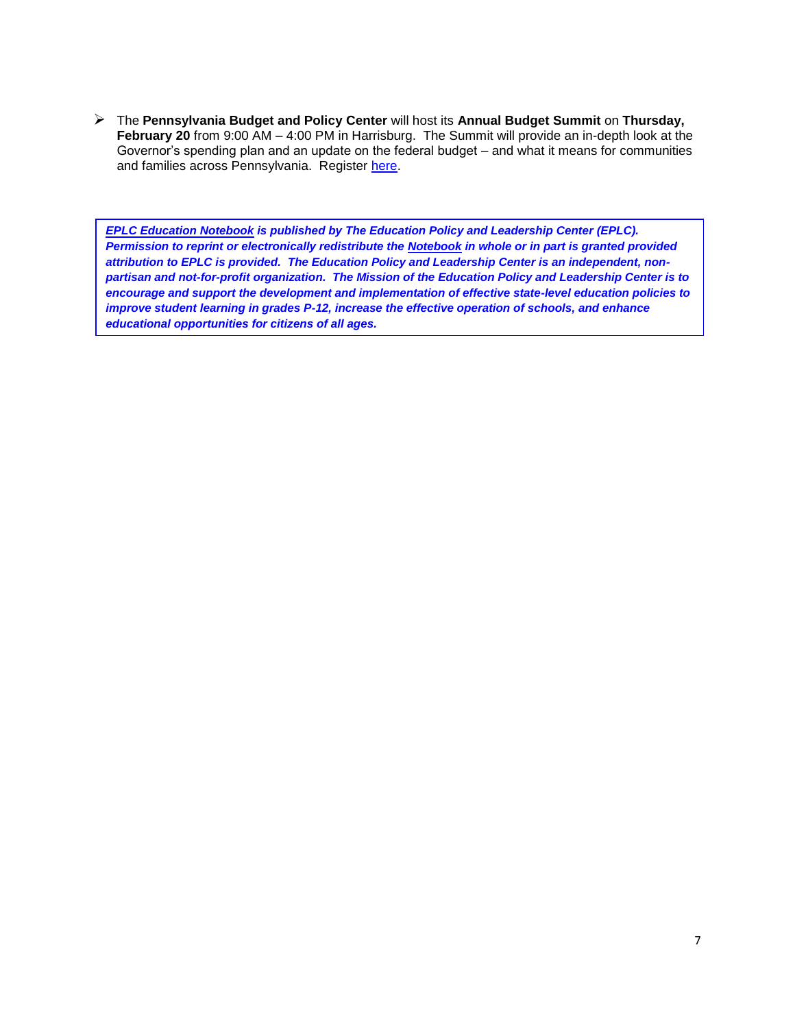- The **Pennsylvania Budget and Policy Center** will host its **Annual Budget Summit** on **Thursday, February 20** from 9:00 AM – 4:00 PM in Harrisburg. The Summit will provide an in-depth look at the Governor's spending plan and an update on the federal budget – and what it means for communities and families across Pennsylvania. Register here.

> ***EPLC Education Notebook is published by The Education Policy and Leadership Center (EPLC). Permission to reprint or electronically redistribute the Notebook in whole or in part is granted provided attribution to EPLC is provided. The Education Policy and Leadership Center is an independent, non-partisan and not-for-profit organization. The Mission of the Education Policy and Leadership Center is to encourage and support the development and implementation of effective state-level education policies to improve student learning in grades P-12, increase the effective operation of schools, and enhance educational opportunities for citizens of all ages.***